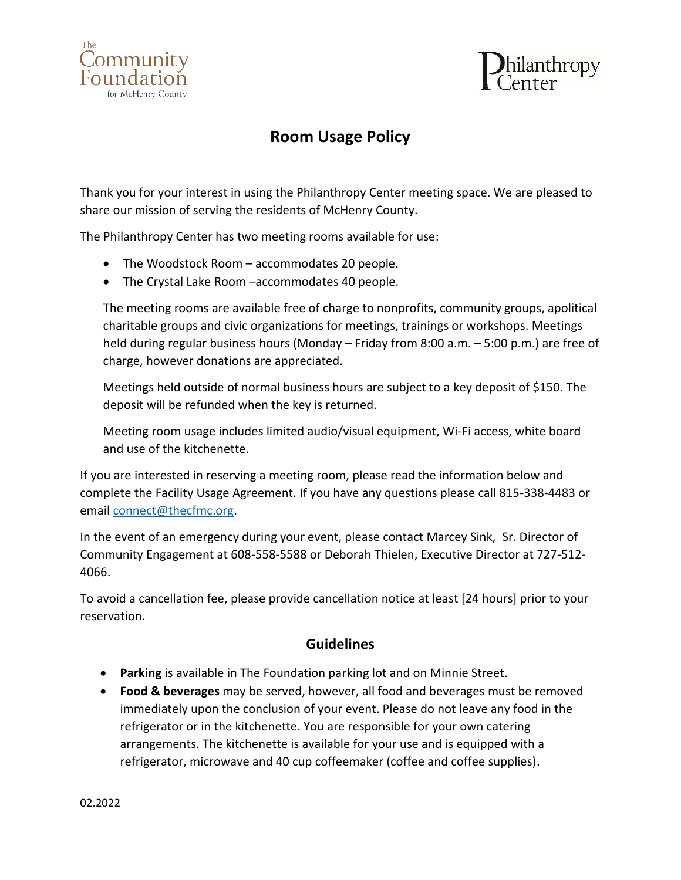# Room Usage Policy

Thank you for your interest in using the Philanthropy Center meeting space. We are pleased to share our mission of serving the residents of McHenry County.

The Philanthropy Center has two meeting rooms available for use:

- The Woodstock Room – accommodates 20 people.
- The Crystal Lake Room –accommodates 40 people.

The meeting rooms are available free of charge to nonprofits, community groups, apolitical charitable groups and civic organizations for meetings, trainings or workshops. Meetings held during regular business hours (Monday – Friday from 8:00 a.m. – 5:00 p.m.) are free of charge, however donations are appreciated.

Meetings held outside of normal business hours are subject to a key deposit of $150. The deposit will be refunded when the key is returned.

Meeting room usage includes limited audio/visual equipment, Wi-Fi access, white board and use of the kitchenette.

If you are interested in reserving a meeting room, please read the information below and complete the Facility Usage Agreement. If you have any questions please call 815-338-4483 or email connect@thecfmc.org.

In the event of an emergency during your event, please contact Marcey Sink, Sr. Director of Community Engagement at 608-558-5588 or Deborah Thielen, Executive Director at 727-512-4066.

To avoid a cancellation fee, please provide cancellation notice at least [24 hours] prior to your reservation.

## Guidelines

- **Parking** is available in The Foundation parking lot and on Minnie Street.
- **Food & beverages** may be served, however, all food and beverages must be removed immediately upon the conclusion of your event. Please do not leave any food in the refrigerator or in the kitchenette. You are responsible for your own catering arrangements. The kitchenette is available for your use and is equipped with a refrigerator, microwave and 40 cup coffeemaker (coffee and coffee supplies).

02.2022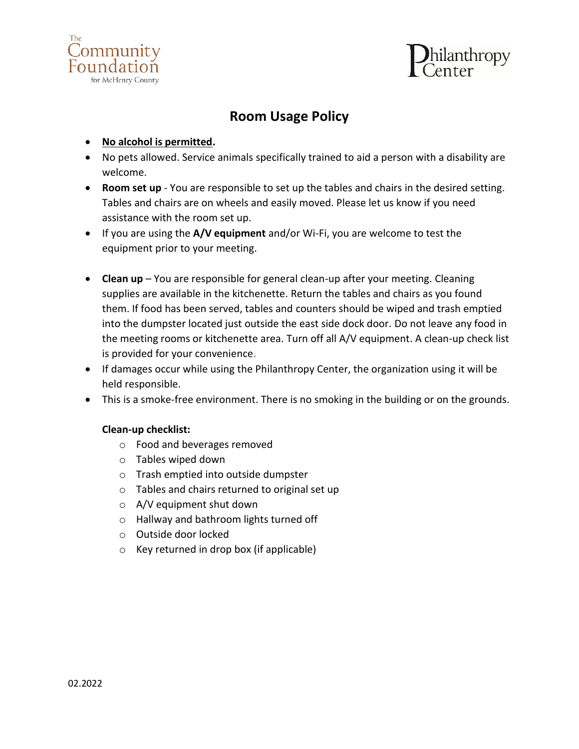# Room Usage Policy

- **No alcohol is permitted**.
- No pets allowed. Service animals specifically trained to aid a person with a disability are welcome.
- **Room set up** - You are responsible to set up the tables and chairs in the desired setting. Tables and chairs are on wheels and easily moved. Please let us know if you need assistance with the room set up.
- If you are using the **A/V equipment** and/or Wi-Fi, you are welcome to test the equipment prior to your meeting.
- **Clean up** – You are responsible for general clean-up after your meeting. Cleaning supplies are available in the kitchenette. Return the tables and chairs as you found them. If food has been served, tables and counters should be wiped and trash emptied into the dumpster located just outside the east side dock door. Do not leave any food in the meeting rooms or kitchenette area. Turn off all A/V equipment. A clean-up check list is provided for your convenience.
- If damages occur while using the Philanthropy Center, the organization using it will be held responsible.
- This is a smoke-free environment. There is no smoking in the building or on the grounds.

**Clean-up checklist:**

- Food and beverages removed
- Tables wiped down
- Trash emptied into outside dumpster
- Tables and chairs returned to original set up
- A/V equipment shut down
- Hallway and bathroom lights turned off
- Outside door locked
- Key returned in drop box (if applicable)

02.2022